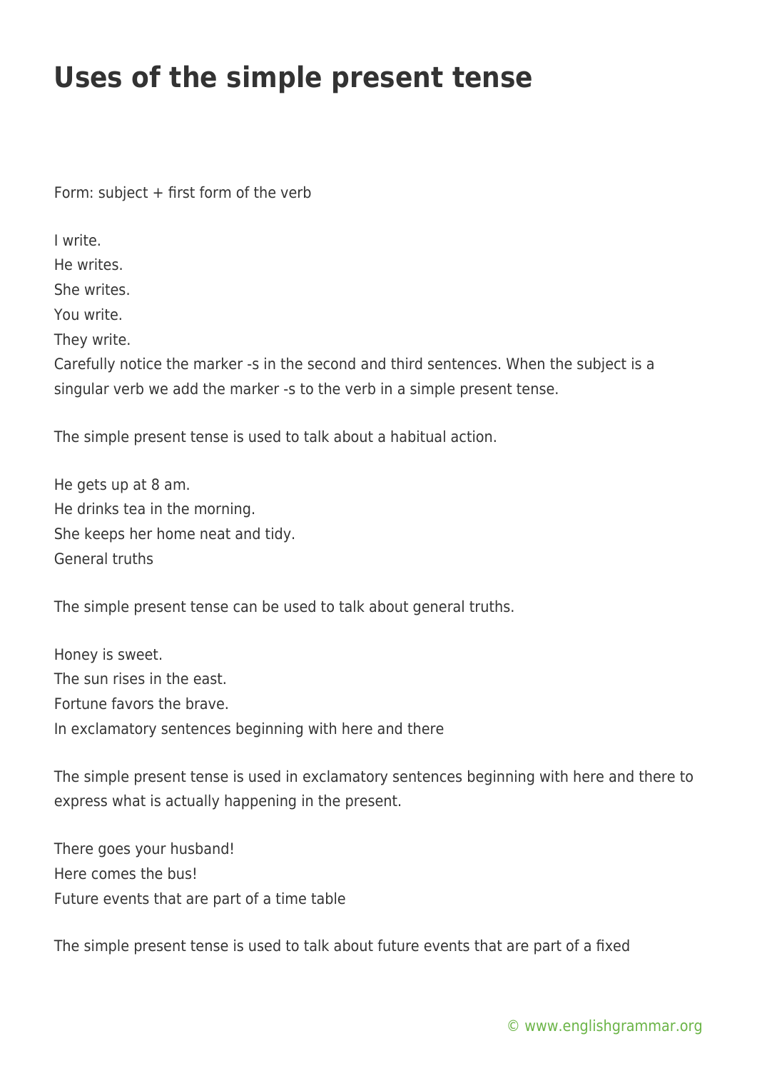# Uses of the simple present tense

Form: subject + first form of the verb

I write.
He writes.
She writes.
You write.
They write.
Carefully notice the marker -s in the second and third sentences. When the subject is a singular verb we add the marker -s to the verb in a simple present tense.

The simple present tense is used to talk about a habitual action.

He gets up at 8 am.
He drinks tea in the morning.
She keeps her home neat and tidy.
General truths

The simple present tense can be used to talk about general truths.

Honey is sweet.
The sun rises in the east.
Fortune favors the brave.
In exclamatory sentences beginning with here and there

The simple present tense is used in exclamatory sentences beginning with here and there to express what is actually happening in the present.

There goes your husband!
Here comes the bus!
Future events that are part of a time table

The simple present tense is used to talk about future events that are part of a fixed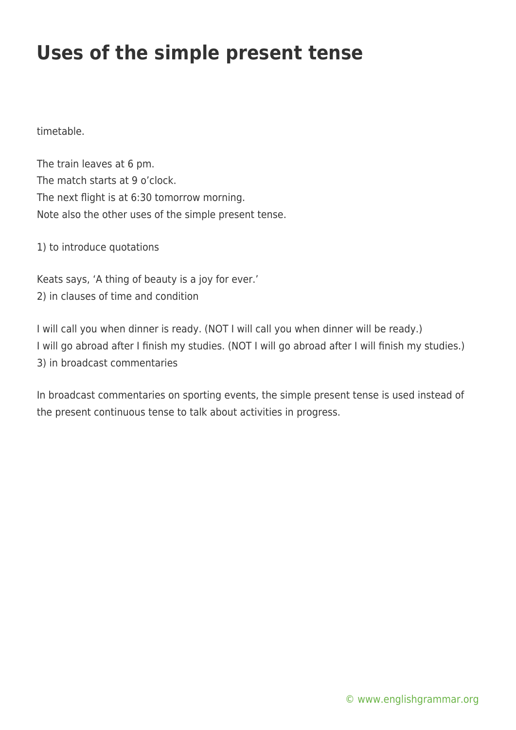# Uses of the simple present tense

timetable.

The train leaves at 6 pm.
The match starts at 9 o'clock.
The next flight is at 6:30 tomorrow morning.
Note also the other uses of the simple present tense.

1) to introduce quotations

Keats says, 'A thing of beauty is a joy for ever.'
2) in clauses of time and condition

I will call you when dinner is ready. (NOT I will call you when dinner will be ready.)
I will go abroad after I finish my studies. (NOT I will go abroad after I will finish my studies.)
3) in broadcast commentaries

In broadcast commentaries on sporting events, the simple present tense is used instead of the present continuous tense to talk about activities in progress.